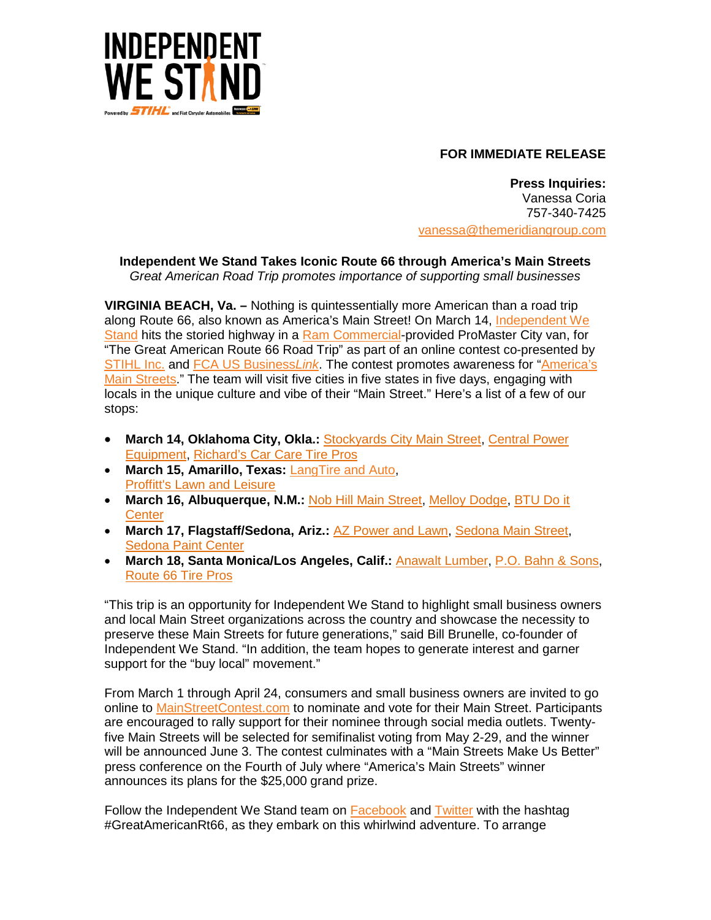INDEPENDENT WE STAND

Powered by STIHL and Fiat Chrysler Automobiles

**FOR IMMEDIATE RELEASE**

**Press Inquiries:**
Vanessa Coria
757-340-7425
vanessa@themeridiangroup.com

**Independent We Stand Takes Iconic Route 66 through America's Main Streets**
*Great American Road Trip promotes importance of supporting small businesses*

**VIRGINIA BEACH, Va. –** Nothing is quintessentially more American than a road trip along Route 66, also known as America's Main Street! On March 14, Independent We Stand hits the storied highway in a Ram Commercial-provided ProMaster City van, for "The Great American Route 66 Road Trip" as part of an online contest co-presented by STIHL Inc. and FCA US Business*Link*. The contest promotes awareness for "America's Main Streets." The team will visit five cities in five states in five days, engaging with locals in the unique culture and vibe of their "Main Street." Here's a list of a few of our stops:

- **March 14, Oklahoma City, Okla.:** Stockyards City Main Street, Central Power Equipment, Richard's Car Care Tire Pros
- **March 15, Amarillo, Texas:** LangTire and Auto, Proffitt's Lawn and Leisure
- **March 16, Albuquerque, N.M.:** Nob Hill Main Street, Melloy Dodge, BTU Do it Center
- **March 17, Flagstaff/Sedona, Ariz.:** AZ Power and Lawn, Sedona Main Street, Sedona Paint Center
- **March 18, Santa Monica/Los Angeles, Calif.:** Anawalt Lumber, P.O. Bahn & Sons, Route 66 Tire Pros

"This trip is an opportunity for Independent We Stand to highlight small business owners and local Main Street organizations across the country and showcase the necessity to preserve these Main Streets for future generations," said Bill Brunelle, co-founder of Independent We Stand. "In addition, the team hopes to generate interest and garner support for the "buy local" movement."

From March 1 through April 24, consumers and small business owners are invited to go online to MainStreetContest.com to nominate and vote for their Main Street. Participants are encouraged to rally support for their nominee through social media outlets. Twenty-five Main Streets will be selected for semifinalist voting from May 2-29, and the winner will be announced June 3. The contest culminates with a "Main Streets Make Us Better" press conference on the Fourth of July where "America's Main Streets" winner announces its plans for the $25,000 grand prize.

Follow the Independent We Stand team on Facebook and Twitter with the hashtag #GreatAmericanRt66, as they embark on this whirlwind adventure. To arrange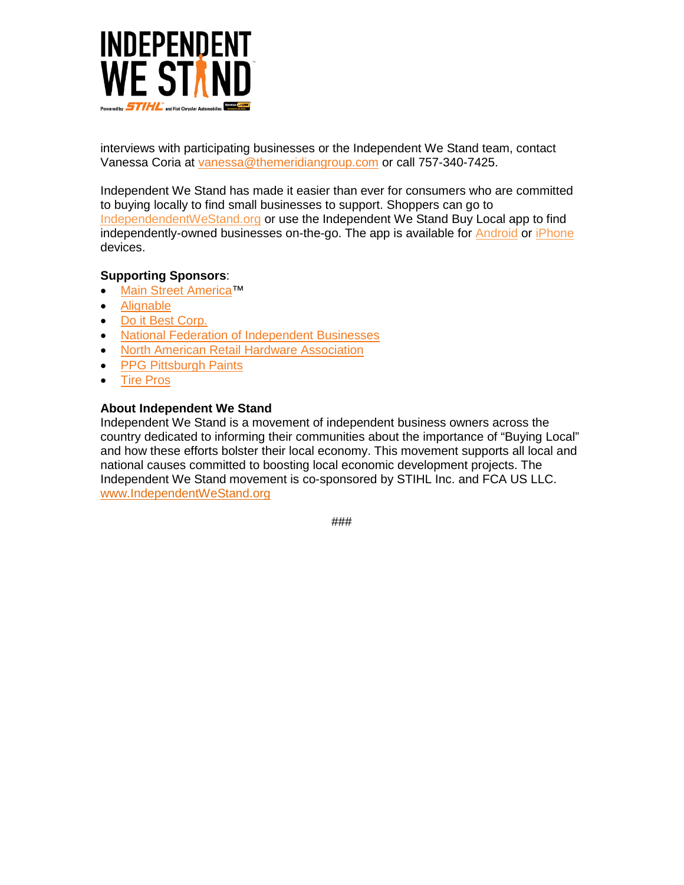interviews with participating businesses or the Independent We Stand team, contact Vanessa Coria at vanessa@themeridiangroup.com or call 757-340-7425.

Independent We Stand has made it easier than ever for consumers who are committed to buying locally to find small businesses to support. Shoppers can go to IndependendentWeStand.org or use the Independent We Stand Buy Local app to find independently-owned businesses on-the-go. The app is available for Android or iPhone devices.

**Supporting Sponsors**:

- Main Street America™
- Alignable
- Do it Best Corp.
- National Federation of Independent Businesses
- North American Retail Hardware Association
- PPG Pittsburgh Paints
- Tire Pros

**About Independent We Stand**

Independent We Stand is a movement of independent business owners across the country dedicated to informing their communities about the importance of "Buying Local" and how these efforts bolster their local economy. This movement supports all local and national causes committed to boosting local economic development projects. The Independent We Stand movement is co-sponsored by STIHL Inc. and FCA US LLC. www.IndependentWeStand.org

###